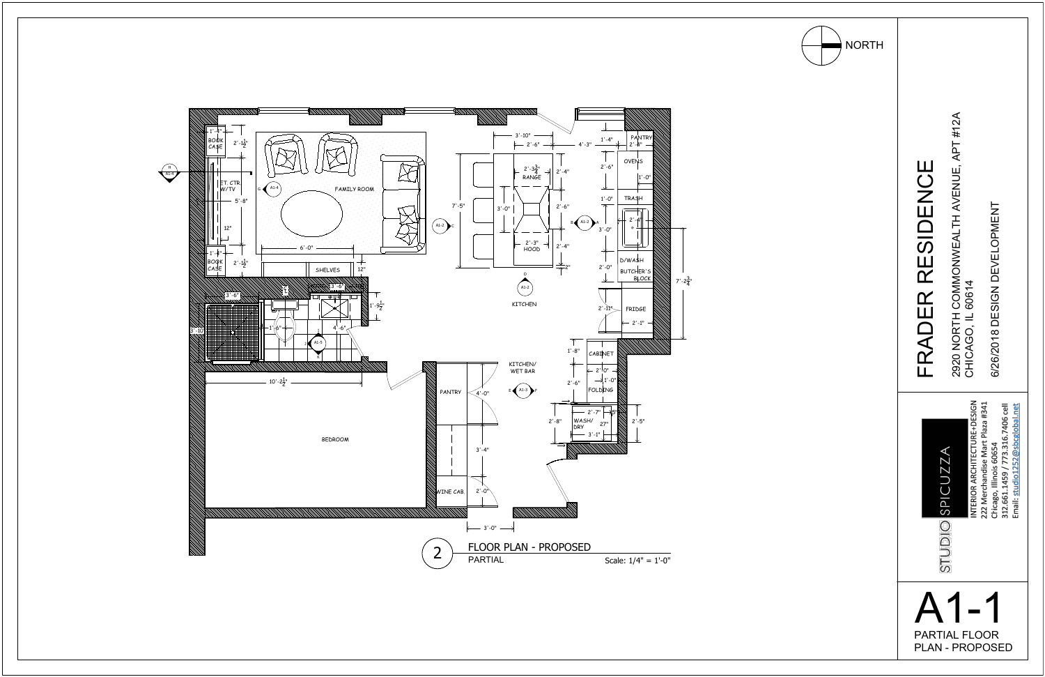NORTH

# FRADER RESIDENCE

2920 NORTH COMMONWEALTH AVENUE, APT #12A
CHICAGO, IL 60614

6/26/2018 DESIGN DEVELOPMENT

STUDIO SPICUZZA

INTERIOR ARCHITECTURE+DESIGN
222 Merchandise Mart Plaza #341
Chicago, Illinois 60654
312.661.1459 / 773.316.7406 cell
Email: studio1252@sbcglobal.net

## A1-1

PARTIAL FLOOR PLAN - PROPOSED

2 FLOOR PLAN - PROPOSED
PARTIAL
Scale: 1/4" = 1'-0"

BOOK CASE, ET. CTR. W/TV, BOOK CASE, FAMILY ROOM, SHELVES, RANGE, HOOD, KITCHEN, PANTRY, OVENS, TRASH, D/WASH, BUTCHER'S BLOCK, FRIDGE, CABINET, FOLDING, WASH/DRY, KITCHEN/WET BAR, PANTRY, WINE CAB., BEDROOM

1'-4", 2'-1½", 5'-8", 12", 6'-0", 1'-4", 2'-1½", 12", 3'-10", 2'-6", 4'-3", 2'-3¾", 2'-4", 7'-5", 3'-0", 2'-6", 2'-3", 2'-4", 2", 1'-4", 2'-8", 2'-6", 1'-0", 1'-0", 2'-4", 3'-0", 2'-0", 7'-2¾", 2'-11", 2'-1", 3'-6", 1'-9½", 1'-6", 4'-6", 3'-10", 10'-2½", 1'-8", 2'-0", 1'-0", 2'-6", 2'-7", 2'-8", 27", 3'-1", 2'-5", 4'-0", 3'-4", 2'-0", 3'-0"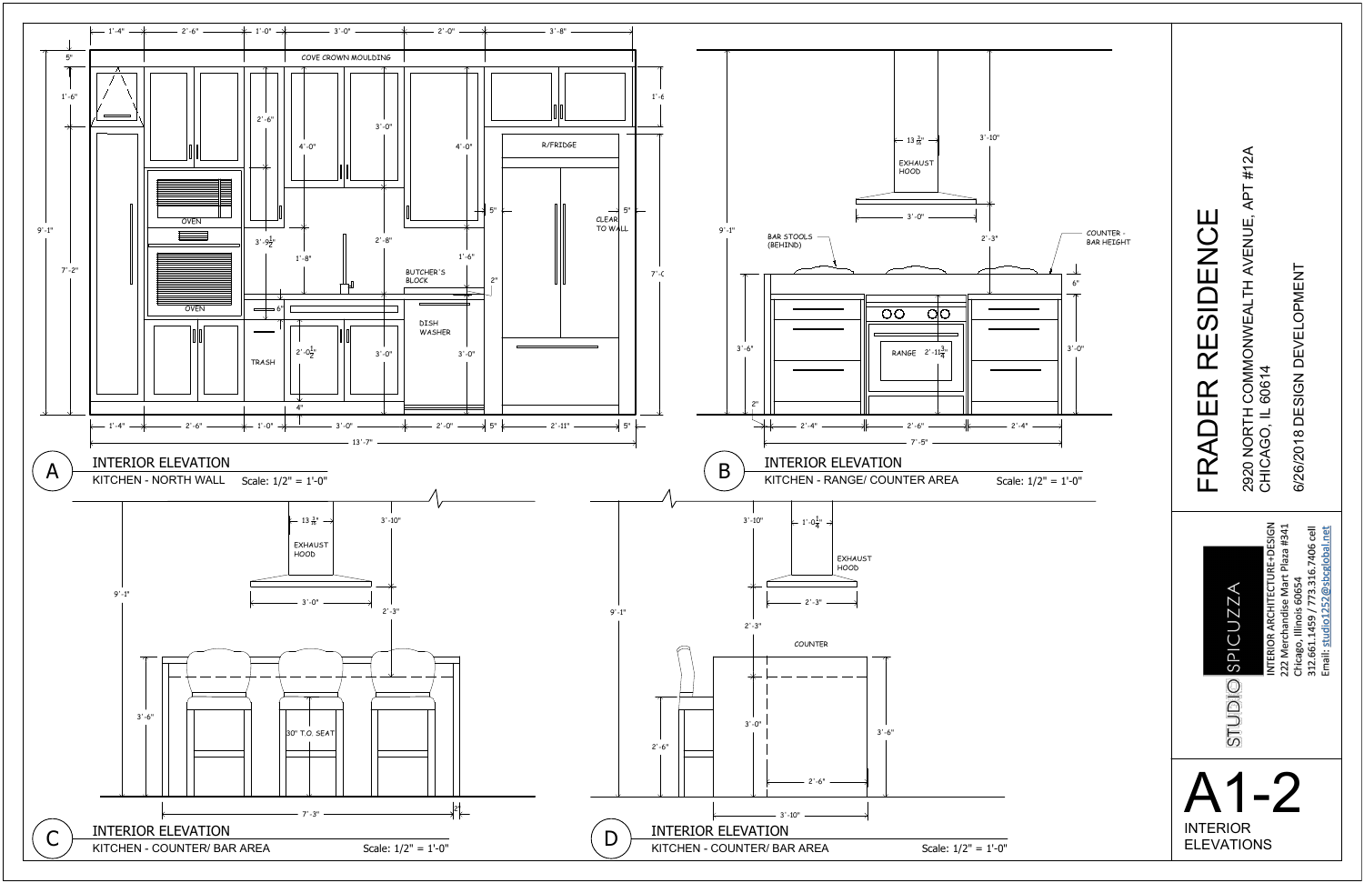# FRADER RESIDENCE

2920 NORTH COMMONWEALTH AVENUE, APT #12A
CHICAGO, IL 60614

6/26/2018 DESIGN DEVELOPMENT

STUDIO SPICUZZA

INTERIOR ARCHITECTURE+DESIGN
222 Merchandise Mart Plaza #341
Chicago, Illinois 60654
312.661.1459 / 773.316.7406 cell
Email: studio1252@sbcglobal.net

# A1-2

INTERIOR ELEVATIONS

---

## A — INTERIOR ELEVATION

KITCHEN - NORTH WALL — Scale: 1/2" = 1'-0"

COVE CROWN MOULDING

OVEN

OVEN

TRASH

BUTCHER'S BLOCK

DISH WASHER

R/FRIDGE

CLEAR TO WALL

Dimensions: 1'-4", 2'-6", 1'-0", 3'-0", 2'-0", 3'-8", 5", 1'-6", 2'-6", 4'-0", 3'-0", 4'-0", 5", 5", 9'-1", 7'-2", 7'-0", 3'-9½", 1'-8", 2'-8", 1'-6", 2", 6", 2'-0½", 3'-0", 3'-0", 4", 2'-11", 13'-7"

## B — INTERIOR ELEVATION

KITCHEN - RANGE/ COUNTER AREA — Scale: 1/2" = 1'-0"

EXHAUST HOOD

BAR STOOLS (BEHIND)

COUNTER - BAR HEIGHT

RANGE

Dimensions: 13 3/16", 3'-10", 3'-0", 2'-3", 9'-1", 6", 3'-6", 3'-0", 2'-11¾", 2", 2'-4", 2'-6", 2'-4", 7'-5"

## C — INTERIOR ELEVATION

KITCHEN - COUNTER/ BAR AREA — Scale: 1/2" = 1'-0"

EXHAUST HOOD

30" T.O. SEAT

Dimensions: 13 3/16", 3'-10", 3'-0", 2'-3", 9'-1", 3'-6", 7'-3", 2"

## D — INTERIOR ELEVATION

KITCHEN - COUNTER/ BAR AREA — Scale: 1/2" = 1'-0"

EXHAUST HOOD

COUNTER

Dimensions: 3'-10", 1'-0¼", 2'-3", 2'-3", 9'-1", 3'-0", 3'-6", 2'-6", 2'-6", 3'-10"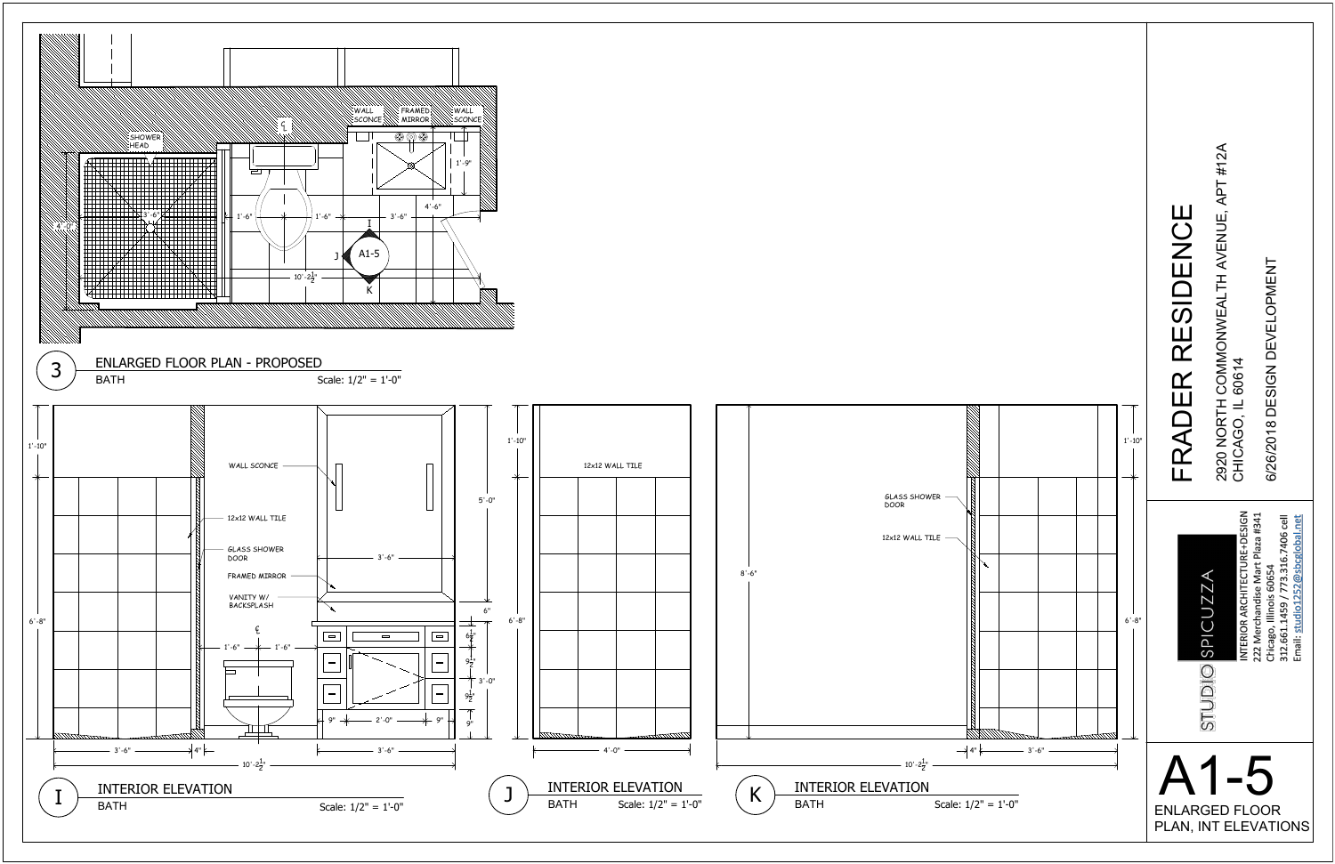# FRADER RESIDENCE

2920 NORTH COMMONWEALTH AVENUE, APT #12A
CHICAGO, IL 60614

6/26/2018 DESIGN DEVELOPMENT

STUDIO SPICUZZA
INTERIOR ARCHITECTURE+DESIGN
222 Merchandise Mart Plaza #341
Chicago, Illinois 60654
312.661.1459 / 773.316.7406 cell
Email: studio1252@sbcglobal.net

# A1-5

ENLARGED FLOOR PLAN, INT ELEVATIONS

---

## 3 ENLARGED FLOOR PLAN - PROPOSED

BATH — Scale: 1/2" = 1'-0"

SHOWER HEAD
WALL SCONCE
FRAMED MIRROR
WALL SCONCE
1'-9"
3'-6"
4'-0"
1'-6"
1'-6"
3'-6"
4'-6"
10'-2 1/2"
I
J
K
A1-5

## I INTERIOR ELEVATION

BATH — Scale: 1/2" = 1'-0"

WALL SCONCE
12x12 WALL TILE
GLASS SHOWER DOOR
FRAMED MIRROR
VANITY W/ BACKSPLASH
1'-10"
6'-8"
5'-0"
3'-6"
6"
6 1/2"
9 1/2"
9 1/2"
3'-0"
9"
1'-6"
1'-6"
9"
2'-0"
9"
3'-6"
4"
3'-6"
10'-2 1/2"

## J INTERIOR ELEVATION

BATH — Scale: 1/2" = 1'-0"

12x12 WALL TILE
1'-10"
6'-8"
4'-0"

## K INTERIOR ELEVATION

BATH — Scale: 1/2" = 1'-0"

GLASS SHOWER DOOR
12x12 WALL TILE
8'-6"
1'-10"
6'-8"
4"
3'-6"
10'-2 1/2"